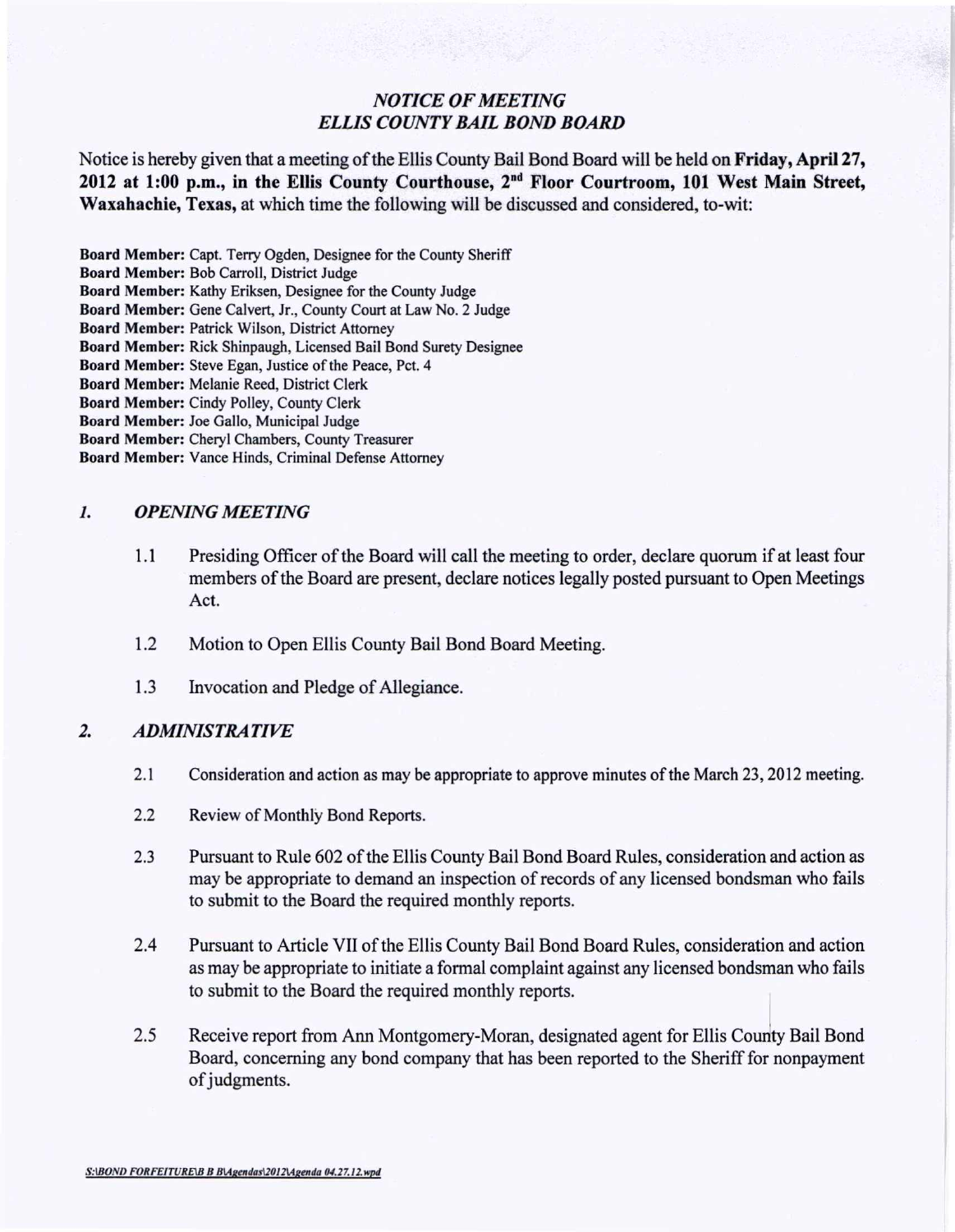## *NOTICE OF MEETING*
## *ELLIS COUNTY BAIL BOND BOARD*

Notice is hereby given that a meeting of the Ellis County Bail Bond Board will be held on **Friday, April 27, 2012 at 1:00 p.m., in the Ellis County Courthouse, 2nd Floor Courtroom, 101 West Main Street, Waxahachie, Texas,** at which time the following will be discussed and considered, to-wit:

**Board Member:** Capt. Terry Ogden, Designee for the County Sheriff
**Board Member:** Bob Carroll, District Judge
**Board Member:** Kathy Eriksen, Designee for the County Judge
**Board Member:** Gene Calvert, Jr., County Court at Law No. 2 Judge
**Board Member:** Patrick Wilson, District Attorney
**Board Member:** Rick Shinpaugh, Licensed Bail Bond Surety Designee
**Board Member:** Steve Egan, Justice of the Peace, Pct. 4
**Board Member:** Melanie Reed, District Clerk
**Board Member:** Cindy Polley, County Clerk
**Board Member:** Joe Gallo, Municipal Judge
**Board Member:** Cheryl Chambers, County Treasurer
**Board Member:** Vance Hinds, Criminal Defense Attorney

### *1. OPENING MEETING*

1.1 Presiding Officer of the Board will call the meeting to order, declare quorum if at least four members of the Board are present, declare notices legally posted pursuant to Open Meetings Act.

1.2 Motion to Open Ellis County Bail Bond Board Meeting.

1.3 Invocation and Pledge of Allegiance.

### *2. ADMINISTRATIVE*

2.1 Consideration and action as may be appropriate to approve minutes of the March 23, 2012 meeting.

2.2 Review of Monthly Bond Reports.

2.3 Pursuant to Rule 602 of the Ellis County Bail Bond Board Rules, consideration and action as may be appropriate to demand an inspection of records of any licensed bondsman who fails to submit to the Board the required monthly reports.

2.4 Pursuant to Article VII of the Ellis County Bail Bond Board Rules, consideration and action as may be appropriate to initiate a formal complaint against any licensed bondsman who fails to submit to the Board the required monthly reports.

2.5 Receive report from Ann Montgomery-Moran, designated agent for Ellis County Bail Bond Board, concerning any bond company that has been reported to the Sheriff for nonpayment of judgments.

S:\BOND FORFEITURE\B B B\Agendas\2012\Agenda 04.27.12.wpd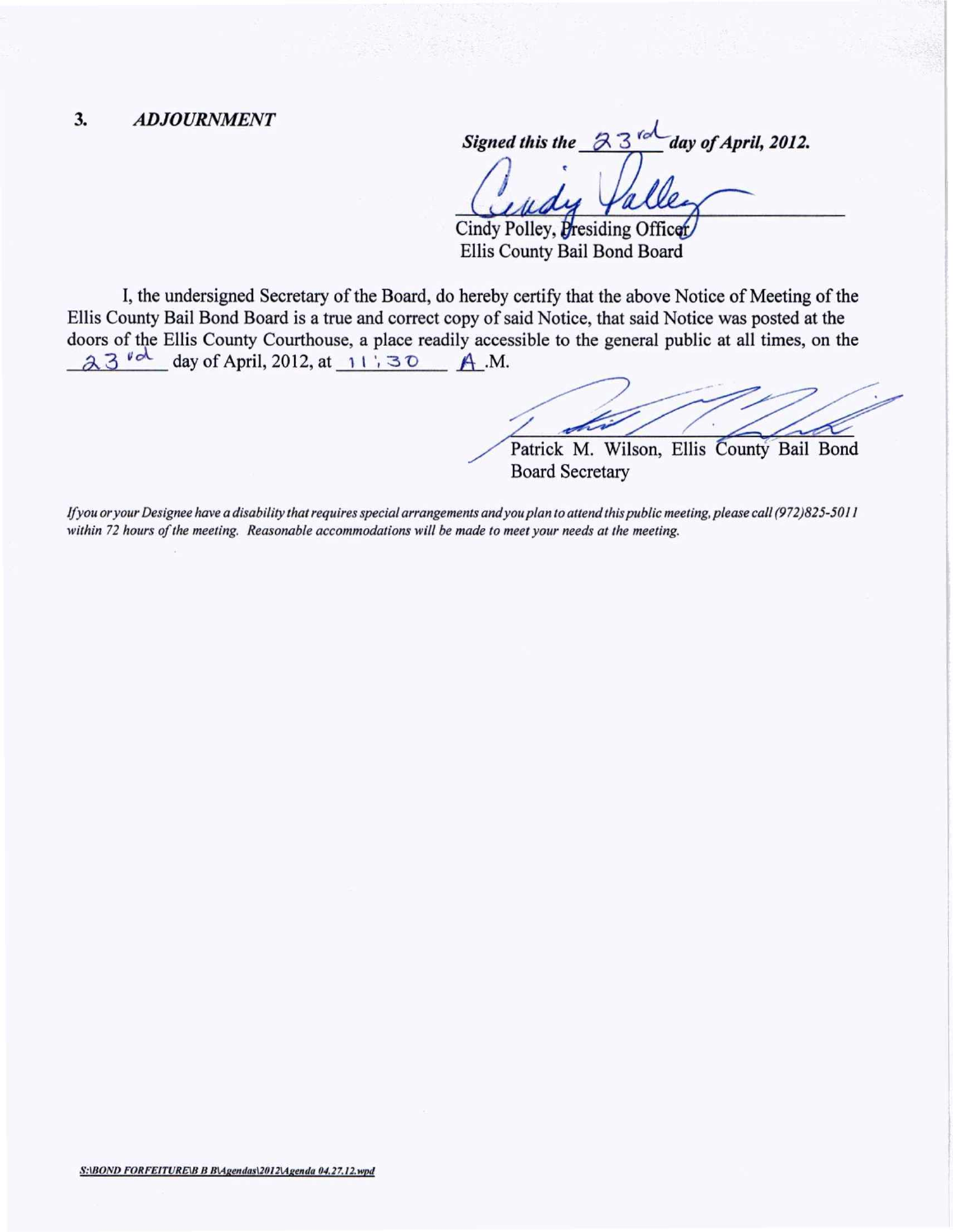**3.** ***ADJOURNMENT***

***Signed this the 23rd day of April, 2012.***

Cindy Polley, Presiding Officer
Ellis County Bail Bond Board

I, the undersigned Secretary of the Board, do hereby certify that the above Notice of Meeting of the Ellis County Bail Bond Board is a true and correct copy of said Notice, that said Notice was posted at the doors of the Ellis County Courthouse, a place readily accessible to the general public at all times, on the 23rd day of April, 2012, at 11:30 A.M.

Patrick M. Wilson, Ellis County Bail Bond Board Secretary

*If you or your Designee have a disability that requires special arrangements and you plan to attend this public meeting, please call (972)825-5011 within 72 hours of the meeting. Reasonable accommodations will be made to meet your needs at the meeting.*

S:\BOND FORFEITURE\B B B\Agendas\2012\Agenda 04.27.12.wpd